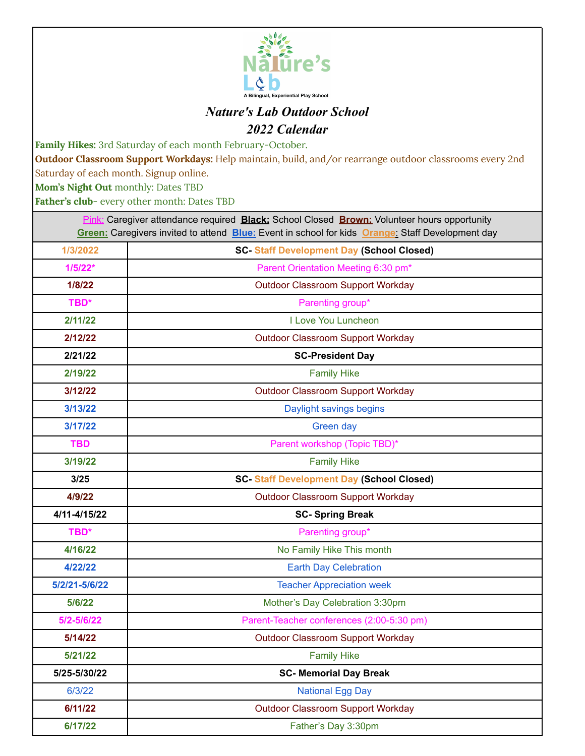Nature's Lab

A Bilingual, Experiential Play School

# *Nature's Lab Outdoor School*
# *2022 Calendar*

**Family Hikes:** 3rd Saturday of each month February-October.

**Outdoor Classroom Support Workdays:** Help maintain, build, and/or rearrange outdoor classrooms every 2nd Saturday of each month. Signup online.

**Mom's Night Out** monthly: Dates TBD

**Father's club**- every other month: Dates TBD

Pink: Caregiver attendance required **Black:** School Closed **Brown:** Volunteer hours opportunity
**Green:** Caregivers invited to attend **Blue:** Event in school for kids **Orange:** Staff Development day

| Date | Event |
|---|---|
| **1/3/2022** | **SC- Staff Development Day (School Closed)** |
| **1/5/22*** | Parent Orientation Meeting 6:30 pm* |
| **1/8/22** | Outdoor Classroom Support Workday |
| **TBD*** | Parenting group* |
| **2/11/22** | I Love You Luncheon |
| **2/12/22** | Outdoor Classroom Support Workday |
| **2/21/22** | **SC-President Day** |
| **2/19/22** | Family Hike |
| **3/12/22** | Outdoor Classroom Support Workday |
| **3/13/22** | Daylight savings begins |
| **3/17/22** | Green day |
| **TBD** | Parent workshop (Topic TBD)* |
| **3/19/22** | Family Hike |
| **3/25** | **SC- Staff Development Day (School Closed)** |
| **4/9/22** | Outdoor Classroom Support Workday |
| **4/11-4/15/22** | **SC- Spring Break** |
| **TBD*** | Parenting group* |
| **4/16/22** | No Family Hike This month |
| **4/22/22** | Earth Day Celebration |
| **5/2/21-5/6/22** | Teacher Appreciation week |
| **5/6/22** | Mother's Day Celebration 3:30pm |
| **5/2-5/6/22** | Parent-Teacher conferences (2:00-5:30 pm) |
| **5/14/22** | Outdoor Classroom Support Workday |
| **5/21/22** | Family Hike |
| **5/25-5/30/22** | **SC- Memorial Day Break** |
| 6/3/22 | National Egg Day |
| **6/11/22** | Outdoor Classroom Support Workday |
| **6/17/22** | Father's Day 3:30pm |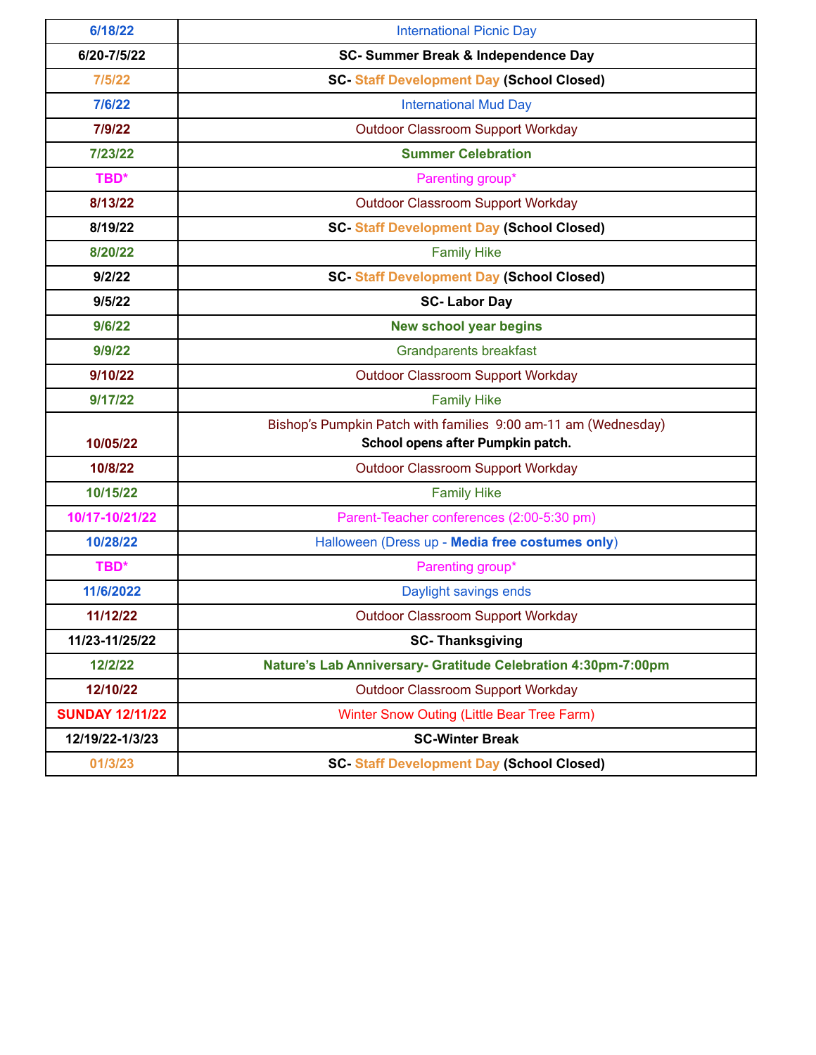| | |
|---|---|
| **6/18/22** | International Picnic Day |
| **6/20-7/5/22** | **SC- Summer Break & Independence Day** |
| **7/5/22** | **SC- Staff Development Day (School Closed)** |
| **7/6/22** | International Mud Day |
| **7/9/22** | Outdoor Classroom Support Workday |
| **7/23/22** | **Summer Celebration** |
| **TBD*** | Parenting group* |
| **8/13/22** | Outdoor Classroom Support Workday |
| **8/19/22** | **SC- Staff Development Day (School Closed)** |
| **8/20/22** | Family Hike |
| **9/2/22** | **SC- Staff Development Day (School Closed)** |
| **9/5/22** | **SC- Labor Day** |
| **9/6/22** | **New school year begins** |
| **9/9/22** | Grandparents breakfast |
| **9/10/22** | Outdoor Classroom Support Workday |
| **9/17/22** | Family Hike |
| **10/05/22** | Bishop's Pumpkin Patch with families 9:00 am-11 am (Wednesday) **School opens after Pumpkin patch.** |
| **10/8/22** | Outdoor Classroom Support Workday |
| **10/15/22** | Family Hike |
| **10/17-10/21/22** | Parent-Teacher conferences (2:00-5:30 pm) |
| **10/28/22** | Halloween (Dress up - **Media free costumes only**) |
| **TBD*** | Parenting group* |
| **11/6/2022** | Daylight savings ends |
| **11/12/22** | Outdoor Classroom Support Workday |
| **11/23-11/25/22** | **SC- Thanksgiving** |
| **12/2/22** | **Nature's Lab Anniversary- Gratitude Celebration 4:30pm-7:00pm** |
| **12/10/22** | Outdoor Classroom Support Workday |
| **SUNDAY 12/11/22** | Winter Snow Outing (Little Bear Tree Farm) |
| **12/19/22-1/3/23** | **SC-Winter Break** |
| **01/3/23** | **SC- Staff Development Day (School Closed)** |